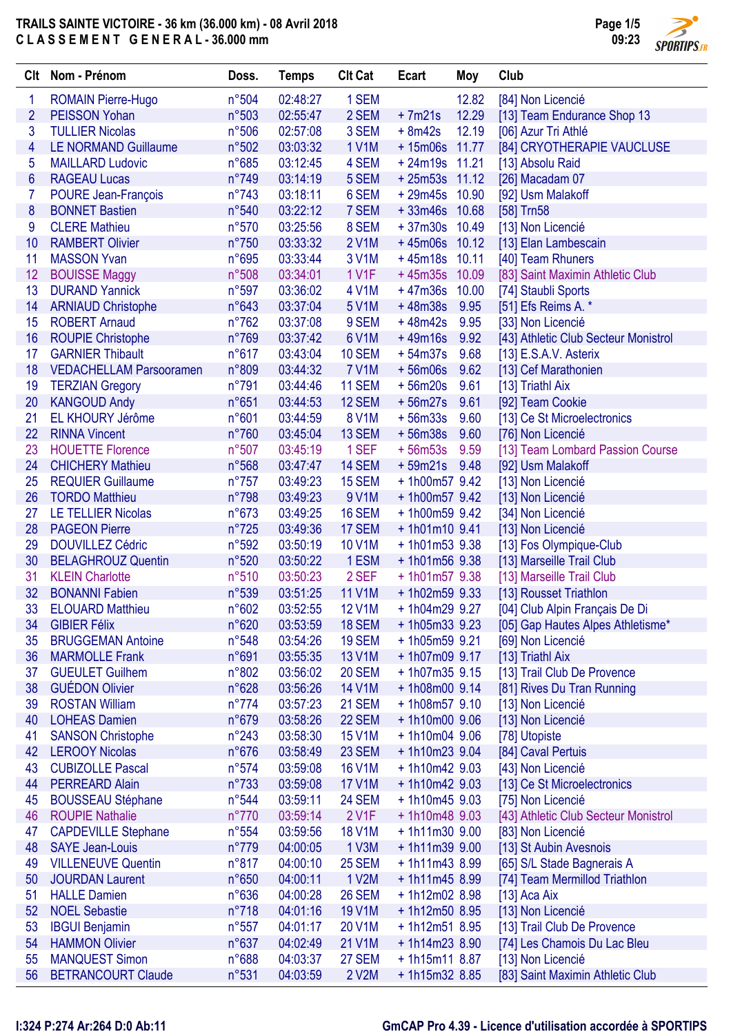# TRAILS SAINTE VICTOIRE - 36 km (36.000 km) - 08 Avril 2018

## C L A S S E M E N T   G E N E R A L - 36.000 mm

| Clt | Nom - Prénom | Doss. | Temps | Clt Cat | Ecart | Moy | Club |
|---|---|---|---|---|---|---|---|
| 1 | ROMAIN Pierre-Hugo | n°504 | 02:48:27 | 1 SEM | | 12.82 | [84] Non Licencié |
| 2 | PEISSON Yohan | n°503 | 02:55:47 | 2 SEM | + 7m21s | 12.29 | [13] Team Endurance Shop 13 |
| 3 | TULLIER Nicolas | n°506 | 02:57:08 | 3 SEM | + 8m42s | 12.19 | [06] Azur Tri Athlé |
| 4 | LE NORMAND Guillaume | n°502 | 03:03:32 | 1 V1M | + 15m06s | 11.77 | [84] CRYOTHERAPIE VAUCLUSE |
| 5 | MAILLARD Ludovic | n°685 | 03:12:45 | 4 SEM | + 24m19s | 11.21 | [13] Absolu Raid |
| 6 | RAGEAU Lucas | n°749 | 03:14:19 | 5 SEM | + 25m53s | 11.12 | [26] Macadam 07 |
| 7 | POURE Jean-François | n°743 | 03:18:11 | 6 SEM | + 29m45s | 10.90 | [92] Usm Malakoff |
| 8 | BONNET Bastien | n°540 | 03:22:12 | 7 SEM | + 33m46s | 10.68 | [58] Trn58 |
| 9 | CLERE Mathieu | n°570 | 03:25:56 | 8 SEM | + 37m30s | 10.49 | [13] Non Licencié |
| 10 | RAMBERT Olivier | n°750 | 03:33:32 | 2 V1M | + 45m06s | 10.12 | [13] Elan Lambescain |
| 11 | MASSON Yvan | n°695 | 03:33:44 | 3 V1M | + 45m18s | 10.11 | [40] Team Rhuners |
| 12 | BOUISSE Maggy | n°508 | 03:34:01 | 1 V1F | + 45m35s | 10.09 | [83] Saint Maximin Athletic Club |
| 13 | DURAND Yannick | n°597 | 03:36:02 | 4 V1M | + 47m36s | 10.00 | [74] Staubli Sports |
| 14 | ARNIAUD Christophe | n°643 | 03:37:04 | 5 V1M | + 48m38s | 9.95 | [51] Efs Reims A. * |
| 15 | ROBERT Arnaud | n°762 | 03:37:08 | 9 SEM | + 48m42s | 9.95 | [33] Non Licencié |
| 16 | ROUPIE Christophe | n°769 | 03:37:42 | 6 V1M | + 49m16s | 9.92 | [43] Athletic Club Secteur Monistrol |
| 17 | GARNIER Thibault | n°617 | 03:43:04 | 10 SEM | + 54m37s | 9.68 | [13] E.S.A.V. Asterix |
| 18 | VEDACHELLAM Parsooramen | n°809 | 03:44:32 | 7 V1M | + 56m06s | 9.62 | [13] Cef Marathonien |
| 19 | TERZIAN Gregory | n°791 | 03:44:46 | 11 SEM | + 56m20s | 9.61 | [13] Triathl Aix |
| 20 | KANGOUD Andy | n°651 | 03:44:53 | 12 SEM | + 56m27s | 9.61 | [92] Team Cookie |
| 21 | EL KHOURY Jérôme | n°601 | 03:44:59 | 8 V1M | + 56m33s | 9.60 | [13] Ce St Microelectronics |
| 22 | RINNA Vincent | n°760 | 03:45:04 | 13 SEM | + 56m38s | 9.60 | [76] Non Licencié |
| 23 | HOUETTE Florence | n°507 | 03:45:19 | 1 SEF | + 56m53s | 9.59 | [13] Team Lombard Passion Course |
| 24 | CHICHERY Mathieu | n°568 | 03:47:47 | 14 SEM | + 59m21s | 9.48 | [92] Usm Malakoff |
| 25 | REQUIER Guillaume | n°757 | 03:49:23 | 15 SEM | + 1h00m57 | 9.42 | [13] Non Licencié |
| 26 | TORDO Matthieu | n°798 | 03:49:23 | 9 V1M | + 1h00m57 | 9.42 | [13] Non Licencié |
| 27 | LE TELLIER Nicolas | n°673 | 03:49:25 | 16 SEM | + 1h00m59 | 9.42 | [34] Non Licencié |
| 28 | PAGEON Pierre | n°725 | 03:49:36 | 17 SEM | + 1h01m10 | 9.41 | [13] Non Licencié |
| 29 | DOUVILLEZ Cédric | n°592 | 03:50:19 | 10 V1M | + 1h01m53 | 9.38 | [13] Fos Olympique-Club |
| 30 | BELAGHROUZ Quentin | n°520 | 03:50:22 | 1 ESM | + 1h01m56 | 9.38 | [13] Marseille Trail Club |
| 31 | KLEIN Charlotte | n°510 | 03:50:23 | 2 SEF | + 1h01m57 | 9.38 | [13] Marseille Trail Club |
| 32 | BONANNI Fabien | n°539 | 03:51:25 | 11 V1M | + 1h02m59 | 9.33 | [13] Rousset Triathlon |
| 33 | ELOUARD Matthieu | n°602 | 03:52:55 | 12 V1M | + 1h04m29 | 9.27 | [04] Club Alpin Français De Di |
| 34 | GIBIER Félix | n°620 | 03:53:59 | 18 SEM | + 1h05m33 | 9.23 | [05] Gap Hautes Alpes Athletisme* |
| 35 | BRUGGEMAN Antoine | n°548 | 03:54:26 | 19 SEM | + 1h05m59 | 9.21 | [69] Non Licencié |
| 36 | MARMOLLE Frank | n°691 | 03:55:35 | 13 V1M | + 1h07m09 | 9.17 | [13] Triathl Aix |
| 37 | GUEULET Guilhem | n°802 | 03:56:02 | 20 SEM | + 1h07m35 | 9.15 | [13] Trail Club De Provence |
| 38 | GUÉDON Olivier | n°628 | 03:56:26 | 14 V1M | + 1h08m00 | 9.14 | [81] Rives Du Tran Running |
| 39 | ROSTAN William | n°774 | 03:57:23 | 21 SEM | + 1h08m57 | 9.10 | [13] Non Licencié |
| 40 | LOHEAS Damien | n°679 | 03:58:26 | 22 SEM | + 1h10m00 | 9.06 | [13] Non Licencié |
| 41 | SANSON Christophe | n°243 | 03:58:30 | 15 V1M | + 1h10m04 | 9.06 | [78] Utopiste |
| 42 | LEROOY Nicolas | n°676 | 03:58:49 | 23 SEM | + 1h10m23 | 9.04 | [84] Caval Pertuis |
| 43 | CUBIZOLLE Pascal | n°574 | 03:59:08 | 16 V1M | + 1h10m42 | 9.03 | [43] Non Licencié |
| 44 | PERREARD Alain | n°733 | 03:59:08 | 17 V1M | + 1h10m42 | 9.03 | [13] Ce St Microelectronics |
| 45 | BOUSSEAU Stéphane | n°544 | 03:59:11 | 24 SEM | + 1h10m45 | 9.03 | [75] Non Licencié |
| 46 | ROUPIE Nathalie | n°770 | 03:59:14 | 2 V1F | + 1h10m48 | 9.03 | [43] Athletic Club Secteur Monistrol |
| 47 | CAPDEVILLE Stephane | n°554 | 03:59:56 | 18 V1M | + 1h11m30 | 9.00 | [83] Non Licencié |
| 48 | SAYE Jean-Louis | n°779 | 04:00:05 | 1 V3M | + 1h11m39 | 9.00 | [13] St Aubin Avesnois |
| 49 | VILLENEUVE Quentin | n°817 | 04:00:10 | 25 SEM | + 1h11m43 | 8.99 | [65] S/L Stade Bagnerais A |
| 50 | JOURDAN Laurent | n°650 | 04:00:11 | 1 V2M | + 1h11m45 | 8.99 | [74] Team Mermillod Triathlon |
| 51 | HALLE Damien | n°636 | 04:00:28 | 26 SEM | + 1h12m02 | 8.98 | [13] Aca Aix |
| 52 | NOEL Sebastie | n°718 | 04:01:16 | 19 V1M | + 1h12m50 | 8.95 | [13] Non Licencié |
| 53 | IBGUI Benjamin | n°557 | 04:01:17 | 20 V1M | + 1h12m51 | 8.95 | [13] Trail Club De Provence |
| 54 | HAMMON Olivier | n°637 | 04:02:49 | 21 V1M | + 1h14m23 | 8.90 | [74] Les Chamois Du Lac Bleu |
| 55 | MANQUEST Simon | n°688 | 04:03:37 | 27 SEM | + 1h15m11 | 8.87 | [13] Non Licencié |
| 56 | BETRACOURT Claude | n°531 | 04:03:59 | 2 V2M | + 1h15m32 | 8.85 | [83] Saint Maximin Athletic Club |

I:324 P:274 Ar:264 D:0 Ab:11

GmCAP Pro 4.39 - Licence d'utilisation accordée à SPORTIPS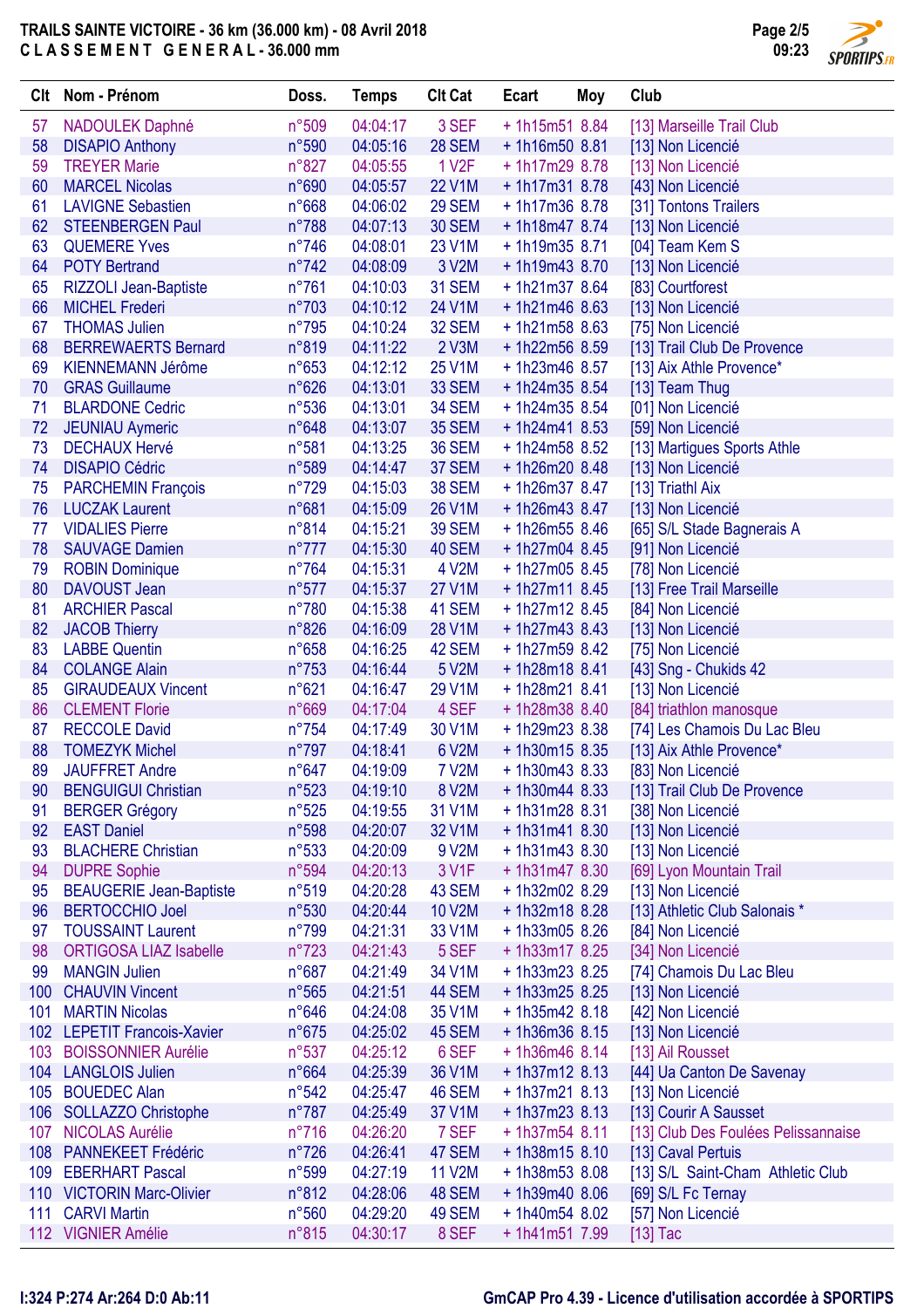**TRAILS SAINTE VICTOIRE - 36 km (36.000 km) - 08 Avril 2018**
**C L A S S E M E N T   G E N E R A L - 36.000 mm**

| Clt | Nom - Prénom | Doss. | Temps | Clt Cat | Ecart | Moy | Club |
|---|---|---|---|---|---|---|---|
| 57 | NADOULEK Daphné | n°509 | 04:04:17 | 3 SEF | + 1h15m51 | 8.84 | [13] Marseille Trail Club |
| 58 | DISAPIO Anthony | n°590 | 04:05:16 | 28 SEM | + 1h16m50 | 8.81 | [13] Non Licencié |
| 59 | TREYER Marie | n°827 | 04:05:55 | 1 V2F | + 1h17m29 | 8.78 | [13] Non Licencié |
| 60 | MARCEL Nicolas | n°690 | 04:05:57 | 22 V1M | + 1h17m31 | 8.78 | [43] Non Licencié |
| 61 | LAVIGNE Sebastien | n°668 | 04:06:02 | 29 SEM | + 1h17m36 | 8.78 | [31] Tontons Trailers |
| 62 | STEENBERGEN Paul | n°788 | 04:07:13 | 30 SEM | + 1h18m47 | 8.74 | [13] Non Licencié |
| 63 | QUEMERE Yves | n°746 | 04:08:01 | 23 V1M | + 1h19m35 | 8.71 | [04] Team Kem S |
| 64 | POTY Bertrand | n°742 | 04:08:09 | 3 V2M | + 1h19m43 | 8.70 | [13] Non Licencié |
| 65 | RIZZOLI Jean-Baptiste | n°761 | 04:10:03 | 31 SEM | + 1h21m37 | 8.64 | [83] Courtforest |
| 66 | MICHEL Frederi | n°703 | 04:10:12 | 24 V1M | + 1h21m46 | 8.63 | [13] Non Licencié |
| 67 | THOMAS Julien | n°795 | 04:10:24 | 32 SEM | + 1h21m58 | 8.63 | [75] Non Licencié |
| 68 | BERREWAERTS Bernard | n°819 | 04:11:22 | 2 V3M | + 1h22m56 | 8.59 | [13] Trail Club De Provence |
| 69 | KIENNEMANN Jérôme | n°653 | 04:12:12 | 25 V1M | + 1h23m46 | 8.57 | [13] Aix Athle Provence* |
| 70 | GRAS Guillaume | n°626 | 04:13:01 | 33 SEM | + 1h24m35 | 8.54 | [13] Team Thug |
| 71 | BLARDONE Cedric | n°536 | 04:13:01 | 34 SEM | + 1h24m35 | 8.54 | [01] Non Licencié |
| 72 | JEUNIAU Aymeric | n°648 | 04:13:07 | 35 SEM | + 1h24m41 | 8.53 | [59] Non Licencié |
| 73 | DECHAUX Hervé | n°581 | 04:13:25 | 36 SEM | + 1h24m58 | 8.52 | [13] Martigues Sports Athle |
| 74 | DISAPIO Cédric | n°589 | 04:14:47 | 37 SEM | + 1h26m20 | 8.48 | [13] Non Licencié |
| 75 | PARCHEMIN François | n°729 | 04:15:03 | 38 SEM | + 1h26m37 | 8.47 | [13] Triathl Aix |
| 76 | LUCZAK Laurent | n°681 | 04:15:09 | 26 V1M | + 1h26m43 | 8.47 | [13] Non Licencié |
| 77 | VIDALIES Pierre | n°814 | 04:15:21 | 39 SEM | + 1h26m55 | 8.46 | [65] S/L Stade Bagnerais A |
| 78 | SAUVAGE Damien | n°777 | 04:15:30 | 40 SEM | + 1h27m04 | 8.45 | [91] Non Licencié |
| 79 | ROBIN Dominique | n°764 | 04:15:31 | 4 V2M | + 1h27m05 | 8.45 | [78] Non Licencié |
| 80 | DAVOUST Jean | n°577 | 04:15:37 | 27 V1M | + 1h27m11 | 8.45 | [13] Free Trail Marseille |
| 81 | ARCHIER Pascal | n°780 | 04:15:38 | 41 SEM | + 1h27m12 | 8.45 | [84] Non Licencié |
| 82 | JACOB Thierry | n°826 | 04:16:09 | 28 V1M | + 1h27m43 | 8.43 | [13] Non Licencié |
| 83 | LABBE Quentin | n°658 | 04:16:25 | 42 SEM | + 1h27m59 | 8.42 | [75] Non Licencié |
| 84 | COLANGE Alain | n°753 | 04:16:44 | 5 V2M | + 1h28m18 | 8.41 | [43] Sng - Chukids 42 |
| 85 | GIRAUDEAUX Vincent | n°621 | 04:16:47 | 29 V1M | + 1h28m21 | 8.41 | [13] Non Licencié |
| 86 | CLEMENT Florie | n°669 | 04:17:04 | 4 SEF | + 1h28m38 | 8.40 | [84] triathlon manosque |
| 87 | RECCOLE David | n°754 | 04:17:49 | 30 V1M | + 1h29m23 | 8.38 | [74] Les Chamois Du Lac Bleu |
| 88 | TOMEZYK Michel | n°797 | 04:18:41 | 6 V2M | + 1h30m15 | 8.35 | [13] Aix Athle Provence* |
| 89 | JAUFFRET Andre | n°647 | 04:19:09 | 7 V2M | + 1h30m43 | 8.33 | [83] Non Licencié |
| 90 | BENGUIGUI Christian | n°523 | 04:19:10 | 8 V2M | + 1h30m44 | 8.33 | [13] Trail Club De Provence |
| 91 | BERGER Grégory | n°525 | 04:19:55 | 31 V1M | + 1h31m28 | 8.31 | [38] Non Licencié |
| 92 | EAST Daniel | n°598 | 04:20:07 | 32 V1M | + 1h31m41 | 8.30 | [13] Non Licencié |
| 93 | BLACHERE Christian | n°533 | 04:20:09 | 9 V2M | + 1h31m43 | 8.30 | [13] Non Licencié |
| 94 | DUPRE Sophie | n°594 | 04:20:13 | 3 V1F | + 1h31m47 | 8.30 | [69] Lyon Mountain Trail |
| 95 | BEAUGERIE Jean-Baptiste | n°519 | 04:20:28 | 43 SEM | + 1h32m02 | 8.29 | [13] Non Licencié |
| 96 | BERTOCCHIO Joel | n°530 | 04:20:44 | 10 V2M | + 1h32m18 | 8.28 | [13] Athletic Club Salonais * |
| 97 | TOUSSAINT Laurent | n°799 | 04:21:31 | 33 V1M | + 1h33m05 | 8.26 | [84] Non Licencié |
| 98 | ORTIGOSA LIAZ Isabelle | n°723 | 04:21:43 | 5 SEF | + 1h33m17 | 8.25 | [34] Non Licencié |
| 99 | MANGIN Julien | n°687 | 04:21:49 | 34 V1M | + 1h33m23 | 8.25 | [74] Chamois Du Lac Bleu |
| 100 | CHAUVIN Vincent | n°565 | 04:21:51 | 44 SEM | + 1h33m25 | 8.25 | [13] Non Licencié |
| 101 | MARTIN Nicolas | n°646 | 04:24:08 | 35 V1M | + 1h35m42 | 8.18 | [42] Non Licencié |
| 102 | LEPETIT Francois-Xavier | n°675 | 04:25:02 | 45 SEM | + 1h36m36 | 8.15 | [13] Non Licencié |
| 103 | BOISSONNIER Aurélie | n°537 | 04:25:12 | 6 SEF | + 1h36m46 | 8.14 | [13] Ail Rousset |
| 104 | LANGLOIS Julien | n°664 | 04:25:39 | 36 V1M | + 1h37m12 | 8.13 | [44] Ua Canton De Savenay |
| 105 | BOUEDEC Alan | n°542 | 04:25:47 | 46 SEM | + 1h37m21 | 8.13 | [13] Non Licencié |
| 106 | SOLLAZZO Christophe | n°787 | 04:25:49 | 37 V1M | + 1h37m23 | 8.13 | [13] Courir A Sausset |
| 107 | NICOLAS Aurélie | n°716 | 04:26:20 | 7 SEF | + 1h37m54 | 8.11 | [13] Club Des Foulées Pelissannaise |
| 108 | PANNEKEET Frédéric | n°726 | 04:26:41 | 47 SEM | + 1h38m15 | 8.10 | [13] Caval Pertuis |
| 109 | EBERHART Pascal | n°599 | 04:27:19 | 11 V2M | + 1h38m53 | 8.08 | [13] S/L Saint-Cham Athletic Club |
| 110 | VICTORIN Marc-Olivier | n°812 | 04:28:06 | 48 SEM | + 1h39m40 | 8.06 | [69] S/L Fc Ternay |
| 111 | CARVI Martin | n°560 | 04:29:20 | 49 SEM | + 1h40m54 | 8.02 | [57] Non Licencié |
| 112 | VIGNIER Amélie | n°815 | 04:30:17 | 8 SEF | + 1h41m51 | 7.99 | [13] Tac |

I:324 P:274 Ar:264 D:0 Ab:11

GmCAP Pro 4.39 - Licence d'utilisation accordée à SPORTIPS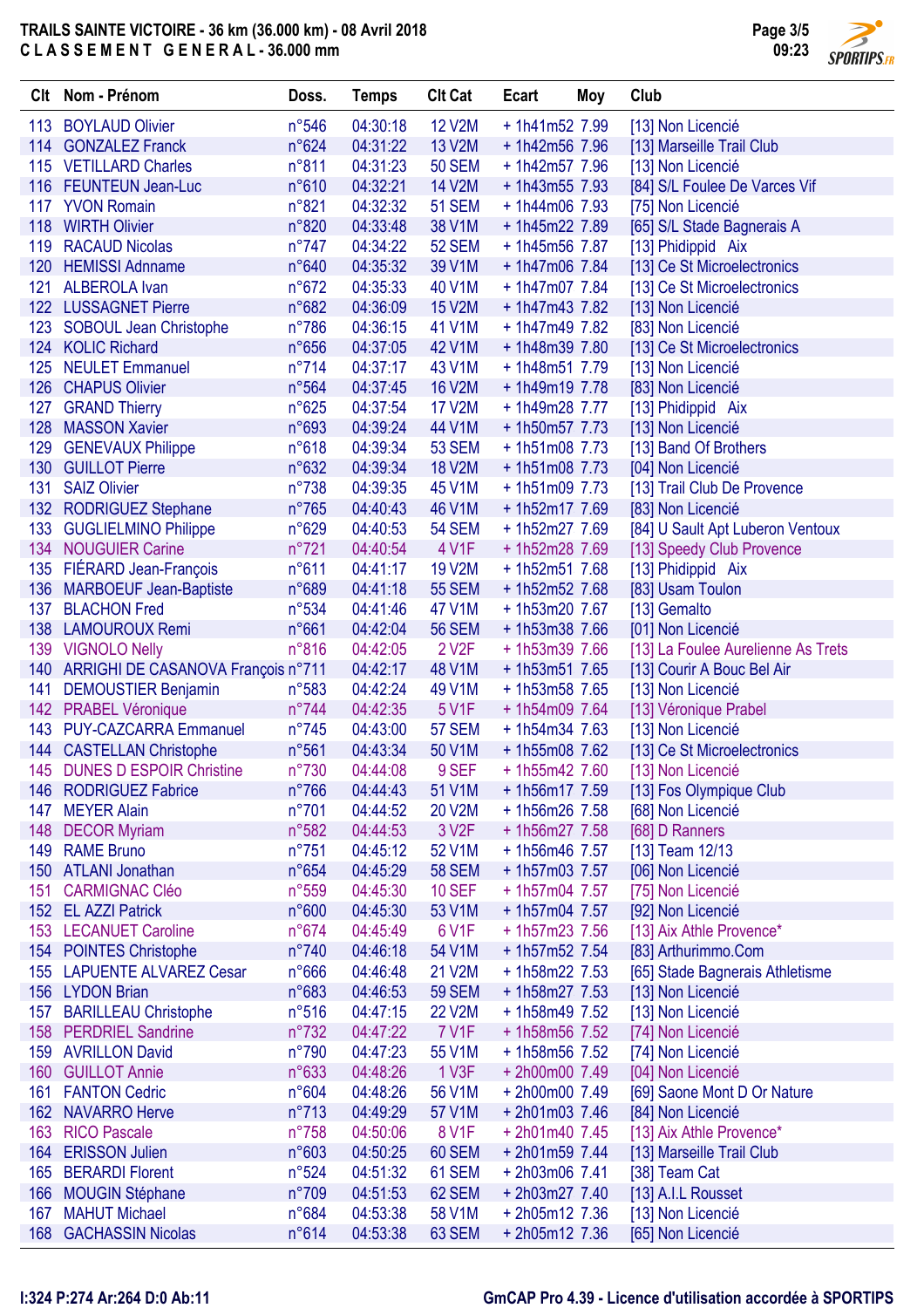# TRAILS SAINTE VICTOIRE - 36 km (36.000 km) - 08 Avril 2018

## C L A S S E M E N T G E N E R A L - 36.000 mm

| Clt | Nom - Prénom | Doss. | Temps | Clt Cat | Ecart | Moy | Club |
|---|---|---|---|---|---|---|---|
| 113 | BOYLAUD Olivier | n°546 | 04:30:18 | 12 V2M | + 1h41m52 | 7.99 | [13] Non Licencié |
| 114 | GONZALEZ Franck | n°624 | 04:31:22 | 13 V2M | + 1h42m56 | 7.96 | [13] Marseille Trail Club |
| 115 | VETILLARD Charles | n°811 | 04:31:23 | 50 SEM | + 1h42m57 | 7.96 | [13] Non Licencié |
| 116 | FEUNTEUN Jean-Luc | n°610 | 04:32:21 | 14 V2M | + 1h43m55 | 7.93 | [84] S/L Foulee De Varces Vif |
| 117 | YVON Romain | n°821 | 04:32:32 | 51 SEM | + 1h44m06 | 7.93 | [75] Non Licencié |
| 118 | WIRTH Olivier | n°820 | 04:33:48 | 38 V1M | + 1h45m22 | 7.89 | [65] S/L Stade Bagnerais A |
| 119 | RACAUD Nicolas | n°747 | 04:34:22 | 52 SEM | + 1h45m56 | 7.87 | [13] Phidippid Aix |
| 120 | HEMISSI Adnname | n°640 | 04:35:32 | 39 V1M | + 1h47m06 | 7.84 | [13] Ce St Microelectronics |
| 121 | ALBEROLA Ivan | n°672 | 04:35:33 | 40 V1M | + 1h47m07 | 7.84 | [13] Ce St Microelectronics |
| 122 | LUSSAGNET Pierre | n°682 | 04:36:09 | 15 V2M | + 1h47m43 | 7.82 | [13] Non Licencié |
| 123 | SOBOUL Jean Christophe | n°786 | 04:36:15 | 41 V1M | + 1h47m49 | 7.82 | [83] Non Licencié |
| 124 | KOLIC Richard | n°656 | 04:37:05 | 42 V1M | + 1h48m39 | 7.80 | [13] Ce St Microelectronics |
| 125 | NEULET Emmanuel | n°714 | 04:37:17 | 43 V1M | + 1h48m51 | 7.79 | [13] Non Licencié |
| 126 | CHAPUS Olivier | n°564 | 04:37:45 | 16 V2M | + 1h49m19 | 7.78 | [83] Non Licencié |
| 127 | GRAND Thierry | n°625 | 04:37:54 | 17 V2M | + 1h49m28 | 7.77 | [13] Phidippid Aix |
| 128 | MASSON Xavier | n°693 | 04:39:24 | 44 V1M | + 1h50m57 | 7.73 | [13] Non Licencié |
| 129 | GENEVAUX Philippe | n°618 | 04:39:34 | 53 SEM | + 1h51m08 | 7.73 | [13] Band Of Brothers |
| 130 | GUILLOT Pierre | n°632 | 04:39:34 | 18 V2M | + 1h51m08 | 7.73 | [04] Non Licencié |
| 131 | SAIZ Olivier | n°738 | 04:39:35 | 45 V1M | + 1h51m09 | 7.73 | [13] Trail Club De Provence |
| 132 | RODRIGUEZ Stephane | n°765 | 04:40:43 | 46 V1M | + 1h52m17 | 7.69 | [83] Non Licencié |
| 133 | GUGLIELMINO Philippe | n°629 | 04:40:53 | 54 SEM | + 1h52m27 | 7.69 | [84] U Sault Apt Luberon Ventoux |
| 134 | NOUGUIER Carine | n°721 | 04:40:54 | 4 V1F | + 1h52m28 | 7.69 | [13] Speedy Club Provence |
| 135 | FIÉRARD Jean-François | n°611 | 04:41:17 | 19 V2M | + 1h52m51 | 7.68 | [13] Phidippid Aix |
| 136 | MARBOEUF Jean-Baptiste | n°689 | 04:41:18 | 55 SEM | + 1h52m52 | 7.68 | [83] Usam Toulon |
| 137 | BLACHON Fred | n°534 | 04:41:46 | 47 V1M | + 1h53m20 | 7.67 | [13] Gemalto |
| 138 | LAMOUROUX Remi | n°661 | 04:42:04 | 56 SEM | + 1h53m38 | 7.66 | [01] Non Licencié |
| 139 | VIGNOLO Nelly | n°816 | 04:42:05 | 2 V2F | + 1h53m39 | 7.66 | [13] La Foulee Aurelienne As Trets |
| 140 | ARRIGHI DE CASANOVA François | n°711 | 04:42:17 | 48 V1M | + 1h53m51 | 7.65 | [13] Courir A Bouc Bel Air |
| 141 | DEMOUSTIER Benjamin | n°583 | 04:42:24 | 49 V1M | + 1h53m58 | 7.65 | [13] Non Licencié |
| 142 | PRABEL Véronique | n°744 | 04:42:35 | 5 V1F | + 1h54m09 | 7.64 | [13] Véronique Prabel |
| 143 | PUY-CAZCARRA Emmanuel | n°745 | 04:43:00 | 57 SEM | + 1h54m34 | 7.63 | [13] Non Licencié |
| 144 | CASTELLAN Christophe | n°561 | 04:43:34 | 50 V1M | + 1h55m08 | 7.62 | [13] Ce St Microelectronics |
| 145 | DUNES D ESPOIR Christine | n°730 | 04:44:08 | 9 SEF | + 1h55m42 | 7.60 | [13] Non Licencié |
| 146 | RODRIGUEZ Fabrice | n°766 | 04:44:43 | 51 V1M | + 1h56m17 | 7.59 | [13] Fos Olympique Club |
| 147 | MEYER Alain | n°701 | 04:44:52 | 20 V2M | + 1h56m26 | 7.58 | [68] Non Licencié |
| 148 | DECOR Myriam | n°582 | 04:44:53 | 3 V2F | + 1h56m27 | 7.58 | [68] D Ranners |
| 149 | RAME Bruno | n°751 | 04:45:12 | 52 V1M | + 1h56m46 | 7.57 | [13] Team 12/13 |
| 150 | ATLANI Jonathan | n°654 | 04:45:29 | 58 SEM | + 1h57m03 | 7.57 | [06] Non Licencié |
| 151 | CARMIGNAC Cléo | n°559 | 04:45:30 | 10 SEF | + 1h57m04 | 7.57 | [75] Non Licencié |
| 152 | EL AZZI Patrick | n°600 | 04:45:30 | 53 V1M | + 1h57m04 | 7.57 | [92] Non Licencié |
| 153 | LECANUET Caroline | n°674 | 04:45:49 | 6 V1F | + 1h57m23 | 7.56 | [13] Aix Athle Provence* |
| 154 | POINTES Christophe | n°740 | 04:46:18 | 54 V1M | + 1h57m52 | 7.54 | [83] Arthurimmo.Com |
| 155 | LAPUENTE ALVAREZ Cesar | n°666 | 04:46:48 | 21 V2M | + 1h58m22 | 7.53 | [65] Stade Bagnerais Athletisme |
| 156 | LYDON Brian | n°683 | 04:46:53 | 59 SEM | + 1h58m27 | 7.53 | [13] Non Licencié |
| 157 | BARILLEAU Christophe | n°516 | 04:47:15 | 22 V2M | + 1h58m49 | 7.52 | [13] Non Licencié |
| 158 | PERDRIEL Sandrine | n°732 | 04:47:22 | 7 V1F | + 1h58m56 | 7.52 | [74] Non Licencié |
| 159 | AVRILLON David | n°790 | 04:47:23 | 55 V1M | + 1h58m56 | 7.52 | [74] Non Licencié |
| 160 | GUILLOT Annie | n°633 | 04:48:26 | 1 V3F | + 2h00m00 | 7.49 | [04] Non Licencié |
| 161 | FANTON Cedric | n°604 | 04:48:26 | 56 V1M | + 2h00m00 | 7.49 | [69] Saone Mont D Or Nature |
| 162 | NAVARRO Herve | n°713 | 04:49:29 | 57 V1M | + 2h01m03 | 7.46 | [84] Non Licencié |
| 163 | RICO Pascale | n°758 | 04:50:06 | 8 V1F | + 2h01m40 | 7.45 | [13] Aix Athle Provence* |
| 164 | ERISSON Julien | n°603 | 04:50:25 | 60 SEM | + 2h01m59 | 7.44 | [13] Marseille Trail Club |
| 165 | BERARDI Florent | n°524 | 04:51:32 | 61 SEM | + 2h03m06 | 7.41 | [38] Team Cat |
| 166 | MOUGIN Stéphane | n°709 | 04:51:53 | 62 SEM | + 2h03m27 | 7.40 | [13] A.I.L Rousset |
| 167 | MAHUT Michael | n°684 | 04:53:38 | 58 V1M | + 2h05m12 | 7.36 | [13] Non Licencié |
| 168 | GACHASSIN Nicolas | n°614 | 04:53:38 | 63 SEM | + 2h05m12 | 7.36 | [65] Non Licencié |

I:324 P:274 Ar:264 D:0 Ab:11

GmCAP Pro 4.39 - Licence d'utilisation accordée à SPORTIPS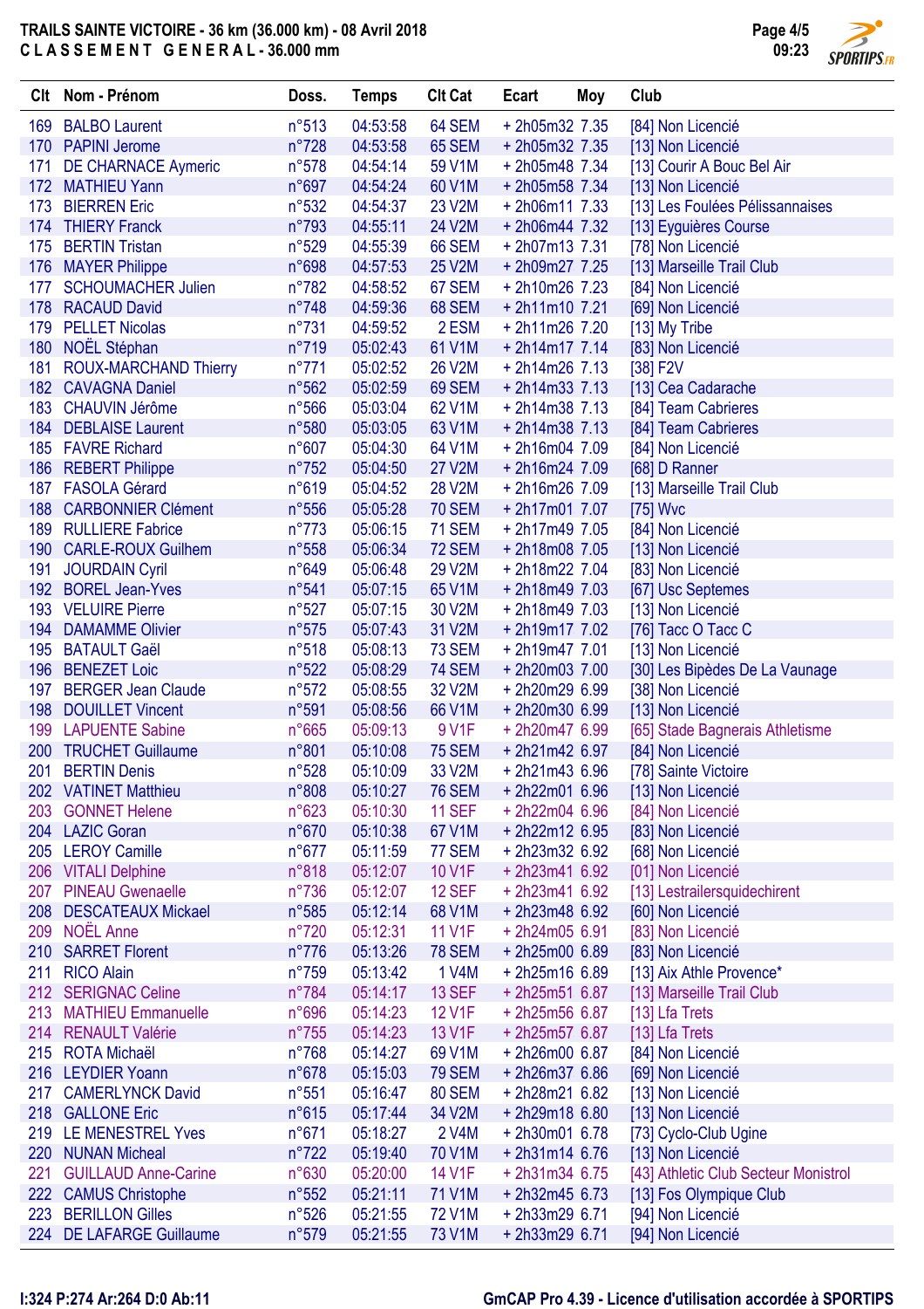**TRAILS SAINTE VICTOIRE - 36 km (36.000 km) - 08 Avril 2018**
**C L A S S E M E N T   G E N E R A L - 36.000 mm**

| Clt | Nom - Prénom | Doss. | Temps | Clt Cat | Ecart | Moy | Club |
|---|---|---|---|---|---|---|---|
| 169 | BALBO Laurent | n°513 | 04:53:58 | 64 SEM | + 2h05m32 | 7.35 | [84] Non Licencié |
| 170 | PAPINI Jerome | n°728 | 04:53:58 | 65 SEM | + 2h05m32 | 7.35 | [13] Non Licencié |
| 171 | DE CHARNACE Aymeric | n°578 | 04:54:14 | 59 V1M | + 2h05m48 | 7.34 | [13] Courir A Bouc Bel Air |
| 172 | MATHIEU Yann | n°697 | 04:54:24 | 60 V1M | + 2h05m58 | 7.34 | [13] Non Licencié |
| 173 | BIERREN Eric | n°532 | 04:54:37 | 23 V2M | + 2h06m11 | 7.33 | [13] Les Foulées Pélissannaises |
| 174 | THIERY Franck | n°793 | 04:55:11 | 24 V2M | + 2h06m44 | 7.32 | [13] Eyguières Course |
| 175 | BERTIN Tristan | n°529 | 04:55:39 | 66 SEM | + 2h07m13 | 7.31 | [78] Non Licencié |
| 176 | MAYER Philippe | n°698 | 04:57:53 | 25 V2M | + 2h09m27 | 7.25 | [13] Marseille Trail Club |
| 177 | SCHOUMACHER Julien | n°782 | 04:58:52 | 67 SEM | + 2h10m26 | 7.23 | [84] Non Licencié |
| 178 | RACAUD David | n°748 | 04:59:36 | 68 SEM | + 2h11m10 | 7.21 | [69] Non Licencié |
| 179 | PELLET Nicolas | n°731 | 04:59:52 | 2 ESM | + 2h11m26 | 7.20 | [13] My Tribe |
| 180 | NOËL Stéphan | n°719 | 05:02:43 | 61 V1M | + 2h14m17 | 7.14 | [83] Non Licencié |
| 181 | ROUX-MARCHAND Thierry | n°771 | 05:02:52 | 26 V2M | + 2h14m26 | 7.13 | [38] F2V |
| 182 | CAVAGNA Daniel | n°562 | 05:02:59 | 69 SEM | + 2h14m33 | 7.13 | [13] Cea Cadarache |
| 183 | CHAUVIN Jérôme | n°566 | 05:03:04 | 62 V1M | + 2h14m38 | 7.13 | [84] Team Cabrieres |
| 184 | DEBLAISE Laurent | n°580 | 05:03:05 | 63 V1M | + 2h14m38 | 7.13 | [84] Team Cabrieres |
| 185 | FAVRE Richard | n°607 | 05:04:30 | 64 V1M | + 2h16m04 | 7.09 | [84] Non Licencié |
| 186 | REBERT Philippe | n°752 | 05:04:50 | 27 V2M | + 2h16m24 | 7.09 | [68] D Ranner |
| 187 | FASOLA Gérard | n°619 | 05:04:52 | 28 V2M | + 2h16m26 | 7.09 | [13] Marseille Trail Club |
| 188 | CARBONNIER Clément | n°556 | 05:05:28 | 70 SEM | + 2h17m01 | 7.07 | [75] Wvc |
| 189 | RULLIERE Fabrice | n°773 | 05:06:15 | 71 SEM | + 2h17m49 | 7.05 | [84] Non Licencié |
| 190 | CARLE-ROUX Guilhem | n°558 | 05:06:34 | 72 SEM | + 2h18m08 | 7.05 | [13] Non Licencié |
| 191 | JOURDAIN Cyril | n°649 | 05:06:48 | 29 V2M | + 2h18m22 | 7.04 | [83] Non Licencié |
| 192 | BOREL Jean-Yves | n°541 | 05:07:15 | 65 V1M | + 2h18m49 | 7.03 | [67] Usc Septemes |
| 193 | VELUIRE Pierre | n°527 | 05:07:15 | 30 V2M | + 2h18m49 | 7.03 | [13] Non Licencié |
| 194 | DAMAMME Olivier | n°575 | 05:07:43 | 31 V2M | + 2h19m17 | 7.02 | [76] Tacc O Tacc C |
| 195 | BATAULT Gaël | n°518 | 05:08:13 | 73 SEM | + 2h19m47 | 7.01 | [13] Non Licencié |
| 196 | BENEZET Loic | n°522 | 05:08:29 | 74 SEM | + 2h20m03 | 7.00 | [30] Les Bipèdes De La Vaunage |
| 197 | BERGER Jean Claude | n°572 | 05:08:55 | 32 V2M | + 2h20m29 | 6.99 | [38] Non Licencié |
| 198 | DOUILLET Vincent | n°591 | 05:08:56 | 66 V1M | + 2h20m30 | 6.99 | [13] Non Licencié |
| 199 | LAPUENTE Sabine | n°665 | 05:09:13 | 9 V1F | + 2h20m47 | 6.99 | [65] Stade Bagnerais Athletisme |
| 200 | TRUCHET Guillaume | n°801 | 05:10:08 | 75 SEM | + 2h21m42 | 6.97 | [84] Non Licencié |
| 201 | BERTIN Denis | n°528 | 05:10:09 | 33 V2M | + 2h21m43 | 6.96 | [78] Sainte Victoire |
| 202 | VATINET Matthieu | n°808 | 05:10:27 | 76 SEM | + 2h22m01 | 6.96 | [13] Non Licencié |
| 203 | GONNET Helene | n°623 | 05:10:30 | 11 SEF | + 2h22m04 | 6.96 | [84] Non Licencié |
| 204 | LAZIC Goran | n°670 | 05:10:38 | 67 V1M | + 2h22m12 | 6.95 | [83] Non Licencié |
| 205 | LEROY Camille | n°677 | 05:11:59 | 77 SEM | + 2h23m32 | 6.92 | [68] Non Licencié |
| 206 | VITALI Delphine | n°818 | 05:12:07 | 10 V1F | + 2h23m41 | 6.92 | [01] Non Licencié |
| 207 | PINEAU Gwenaelle | n°736 | 05:12:07 | 12 SEF | + 2h23m41 | 6.92 | [13] Lestrailersquidechirent |
| 208 | DESCATEAUX Mickael | n°585 | 05:12:14 | 68 V1M | + 2h23m48 | 6.92 | [60] Non Licencié |
| 209 | NOËL Anne | n°720 | 05:12:31 | 11 V1F | + 2h24m05 | 6.91 | [83] Non Licencié |
| 210 | SARRET Florent | n°776 | 05:13:26 | 78 SEM | + 2h25m00 | 6.89 | [83] Non Licencié |
| 211 | RICO Alain | n°759 | 05:13:42 | 1 V4M | + 2h25m16 | 6.89 | [13] Aix Athle Provence* |
| 212 | SERIGNAC Celine | n°784 | 05:14:17 | 13 SEF | + 2h25m51 | 6.87 | [13] Marseille Trail Club |
| 213 | MATHIEU Emmanuelle | n°696 | 05:14:23 | 12 V1F | + 2h25m56 | 6.87 | [13] Lfa Trets |
| 214 | RENAULT Valérie | n°755 | 05:14:23 | 13 V1F | + 2h25m57 | 6.87 | [13] Lfa Trets |
| 215 | ROTA Michaël | n°768 | 05:14:27 | 69 V1M | + 2h26m00 | 6.87 | [84] Non Licencié |
| 216 | LEYDIER Yoann | n°678 | 05:15:03 | 79 SEM | + 2h26m37 | 6.86 | [69] Non Licencié |
| 217 | CAMERLYNCK David | n°551 | 05:16:47 | 80 SEM | + 2h28m21 | 6.82 | [13] Non Licencié |
| 218 | GALLONE Eric | n°615 | 05:17:44 | 34 V2M | + 2h29m18 | 6.80 | [13] Non Licencié |
| 219 | LE MENESTREL Yves | n°671 | 05:18:27 | 2 V4M | + 2h30m01 | 6.78 | [73] Cyclo-Club Ugine |
| 220 | NUNAN Micheal | n°722 | 05:19:40 | 70 V1M | + 2h31m14 | 6.76 | [13] Non Licencié |
| 221 | GUILLAUD Anne-Carine | n°630 | 05:20:00 | 14 V1F | + 2h31m34 | 6.75 | [43] Athletic Club Secteur Monistrol |
| 222 | CAMUS Christophe | n°552 | 05:21:11 | 71 V1M | + 2h32m45 | 6.73 | [13] Fos Olympique Club |
| 223 | BERILLON Gilles | n°526 | 05:21:55 | 72 V1M | + 2h33m29 | 6.71 | [94] Non Licencié |
| 224 | DE LAFARGE Guillaume | n°579 | 05:21:55 | 73 V1M | + 2h33m29 | 6.71 | [94] Non Licencié |

I:324 P:274 Ar:264 D:0 Ab:11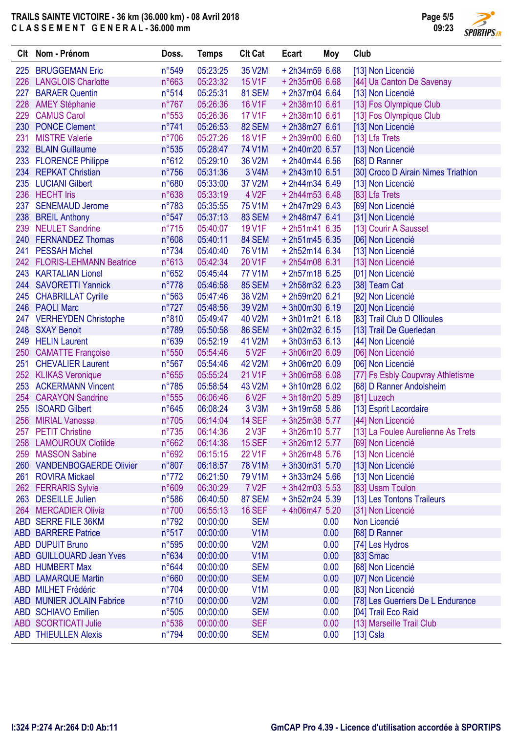# TRAILS SAINTE VICTOIRE - 36 km (36.000 km) - 08 Avril 2018

**C L A S S E M E N T   G E N E R A L - 36.000 mm**

| Clt | Nom - Prénom | Doss. | Temps | Clt Cat | Ecart | Moy | Club |
|---|---|---|---|---|---|---|---|
| 225 | BRUGGEMAN Eric | n°549 | 05:23:25 | 35 V2M | + 2h34m59 | 6.68 | [13] Non Licencié |
| 226 | LANGLOIS Charlotte | n°663 | 05:23:32 | 15 V1F | + 2h35m06 | 6.68 | [44] Ua Canton De Savenay |
| 227 | BARAER Quentin | n°514 | 05:25:31 | 81 SEM | + 2h37m04 | 6.64 | [13] Non Licencié |
| 228 | AMEY Stéphanie | n°767 | 05:26:36 | 16 V1F | + 2h38m10 | 6.61 | [13] Fos Olympique Club |
| 229 | CAMUS Carol | n°553 | 05:26:36 | 17 V1F | + 2h38m10 | 6.61 | [13] Fos Olympique Club |
| 230 | PONCE Clement | n°741 | 05:26:53 | 82 SEM | + 2h38m27 | 6.61 | [13] Non Licencié |
| 231 | MISTRE Valerie | n°706 | 05:27:26 | 18 V1F | + 2h39m00 | 6.60 | [13] Lfa Trets |
| 232 | BLAIN Guillaume | n°535 | 05:28:47 | 74 V1M | + 2h40m20 | 6.57 | [13] Non Licencié |
| 233 | FLORENCE Philippe | n°612 | 05:29:10 | 36 V2M | + 2h40m44 | 6.56 | [68] D Ranner |
| 234 | REPKAT Christian | n°756 | 05:31:36 | 3 V4M | + 2h43m10 | 6.51 | [30] Croco D Airain Nimes Triathlon |
| 235 | LUCIANI Gilbert | n°680 | 05:33:00 | 37 V2M | + 2h44m34 | 6.49 | [13] Non Licencié |
| 236 | HECHT Iris | n°638 | 05:33:19 | 4 V2F | + 2h44m53 | 6.48 | [83] Lfa Trets |
| 237 | SENEMAUD Jerome | n°783 | 05:35:55 | 75 V1M | + 2h47m29 | 6.43 | [69] Non Licencié |
| 238 | BREIL Anthony | n°547 | 05:37:13 | 83 SEM | + 2h48m47 | 6.41 | [31] Non Licencié |
| 239 | NEULET Sandrine | n°715 | 05:40:07 | 19 V1F | + 2h51m41 | 6.35 | [13] Courir A Sausset |
| 240 | FERNANDEZ Thomas | n°608 | 05:40:11 | 84 SEM | + 2h51m45 | 6.35 | [06] Non Licencié |
| 241 | PESSAH Michel | n°734 | 05:40:40 | 76 V1M | + 2h52m14 | 6.34 | [13] Non Licencié |
| 242 | FLORIS-LEHMANN Beatrice | n°613 | 05:42:34 | 20 V1F | + 2h54m08 | 6.31 | [13] Non Licencié |
| 243 | KARTALIAN Lionel | n°652 | 05:45:44 | 77 V1M | + 2h57m18 | 6.25 | [01] Non Licencié |
| 244 | SAVORETTI Yannick | n°778 | 05:46:58 | 85 SEM | + 2h58m32 | 6.23 | [38] Team Cat |
| 245 | CHABRILLAT Cyrille | n°563 | 05:47:46 | 38 V2M | + 2h59m20 | 6.21 | [92] Non Licencié |
| 246 | PAOLI Marc | n°727 | 05:48:56 | 39 V2M | + 3h00m30 | 6.19 | [20] Non Licencié |
| 247 | VERHEYDEN Christophe | n°810 | 05:49:47 | 40 V2M | + 3h01m21 | 6.18 | [83] Trail Club D Ollioules |
| 248 | SXAY Benoit | n°789 | 05:50:58 | 86 SEM | + 3h02m32 | 6.15 | [13] Trail De Guerledan |
| 249 | HELIN Laurent | n°639 | 05:52:19 | 41 V2M | + 3h03m53 | 6.13 | [44] Non Licencié |
| 250 | CAMATTE Françoise | n°550 | 05:54:46 | 5 V2F | + 3h06m20 | 6.09 | [06] Non Licencié |
| 251 | CHEVALIER Laurent | n°567 | 05:54:46 | 42 V2M | + 3h06m20 | 6.09 | [06] Non Licencié |
| 252 | KLIKAS Veronique | n°655 | 05:55:24 | 21 V1F | + 3h06m58 | 6.08 | [77] Fs Esbly Coupvray Athletisme |
| 253 | ACKERMANN Vincent | n°785 | 05:58:54 | 43 V2M | + 3h10m28 | 6.02 | [68] D Ranner Andolsheim |
| 254 | CARAYON Sandrine | n°555 | 06:06:46 | 6 V2F | + 3h18m20 | 5.89 | [81] Luzech |
| 255 | ISOARD Gilbert | n°645 | 06:08:24 | 3 V3M | + 3h19m58 | 5.86 | [13] Esprit Lacordaire |
| 256 | MIRIAL Vanessa | n°705 | 06:14:04 | 14 SEF | + 3h25m38 | 5.77 | [44] Non Licencié |
| 257 | PETIT Christine | n°735 | 06:14:36 | 2 V3F | + 3h26m10 | 5.77 | [13] La Foulee Aurelienne As Trets |
| 258 | LAMOUROUX Clotilde | n°662 | 06:14:38 | 15 SEF | + 3h26m12 | 5.77 | [69] Non Licencié |
| 259 | MASSON Sabine | n°692 | 06:15:15 | 22 V1F | + 3h26m48 | 5.76 | [13] Non Licencié |
| 260 | VANDENBOGAERDE Olivier | n°807 | 06:18:57 | 78 V1M | + 3h30m31 | 5.70 | [13] Non Licencié |
| 261 | ROVIRA Mickael | n°772 | 06:21:50 | 79 V1M | + 3h33m24 | 5.66 | [13] Non Licencié |
| 262 | FERRARIS Sylvie | n°609 | 06:30:29 | 7 V2F | + 3h42m03 | 5.53 | [83] Usam Toulon |
| 263 | DESEILLE Julien | n°586 | 06:40:50 | 87 SEM | + 3h52m24 | 5.39 | [13] Les Tontons Traileurs |
| 264 | MERCADIER Olivia | n°700 | 06:55:13 | 16 SEF | + 4h06m47 | 5.20 | [31] Non Licencié |
| ABD | SERRE FILE 36KM | n°792 | 00:00:00 | SEM | | 0.00 | Non Licencié |
| ABD | BARRERE Patrice | n°517 | 00:00:00 | V1M | | 0.00 | [68] D Ranner |
| ABD | DUPUIT Bruno | n°595 | 00:00:00 | V2M | | 0.00 | [74] Les Hydros |
| ABD | GUILLOUARD Jean Yves | n°634 | 00:00:00 | V1M | | 0.00 | [83] Smac |
| ABD | HUMBERT Max | n°644 | 00:00:00 | SEM | | 0.00 | [68] Non Licencié |
| ABD | LAMARQUE Martin | n°660 | 00:00:00 | SEM | | 0.00 | [07] Non Licencié |
| ABD | MILHET Frédéric | n°704 | 00:00:00 | V1M | | 0.00 | [83] Non Licencié |
| ABD | MUNIER JOLAIN Fabrice | n°710 | 00:00:00 | V2M | | 0.00 | [78] Les Guerriers De L Endurance |
| ABD | SCHIAVO Emilien | n°505 | 00:00:00 | SEM | | 0.00 | [04] Trail Eco Raid |
| ABD | SCORTICATI Julie | n°538 | 00:00:00 | SEF | | 0.00 | [13] Marseille Trail Club |
| ABD | THIEULLEN Alexis | n°794 | 00:00:00 | SEM | | 0.00 | [13] Csla |

I:324 P:274 Ar:264 D:0 Ab:11

GmCAP Pro 4.39 - Licence d'utilisation accordée à SPORTIPS